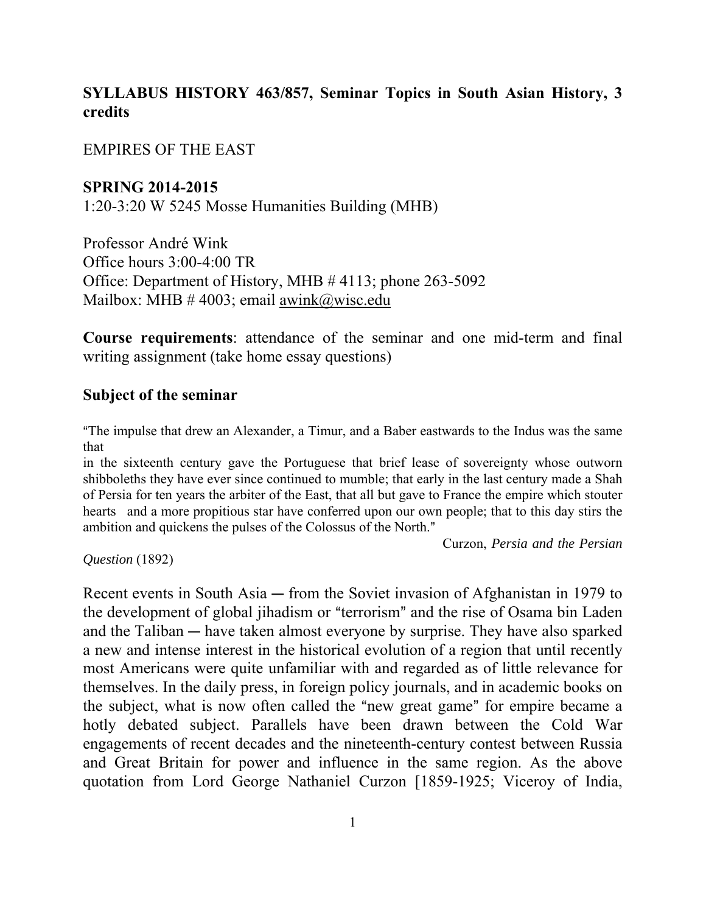**SYLLABUS HISTORY 463/857, Seminar Topics in South Asian History, 3 credits**

EMPIRES OF THE EAST

**SPRING 2014-2015**
1:20-3:20 W 5245 Mosse Humanities Building (MHB)

Professor André Wink
Office hours 3:00-4:00 TR
Office: Department of History, MHB # 4113; phone 263-5092
Mailbox: MHB # 4003; email awink@wisc.edu

**Course requirements**: attendance of the seminar and one mid-term and final writing assignment (take home essay questions)

## Subject of the seminar

"The impulse that drew an Alexander, a Timur, and a Baber eastwards to the Indus was the same that in the sixteenth century gave the Portuguese that brief lease of sovereignty whose outworn shibboleths they have ever since continued to mumble; that early in the last century made a Shah of Persia for ten years the arbiter of the East, that all but gave to France the empire which stouter hearts and a more propitious star have conferred upon our own people; that to this day stirs the ambition and quickens the pulses of the Colossus of the North."

Curzon, *Persia and the Persian Question* (1892)

Recent events in South Asia ― from the Soviet invasion of Afghanistan in 1979 to the development of global jihadism or "terrorism" and the rise of Osama bin Laden and the Taliban ― have taken almost everyone by surprise. They have also sparked a new and intense interest in the historical evolution of a region that until recently most Americans were quite unfamiliar with and regarded as of little relevance for themselves. In the daily press, in foreign policy journals, and in academic books on the subject, what is now often called the "new great game" for empire became a hotly debated subject. Parallels have been drawn between the Cold War engagements of recent decades and the nineteenth-century contest between Russia and Great Britain for power and influence in the same region. As the above quotation from Lord George Nathaniel Curzon [1859-1925; Viceroy of India,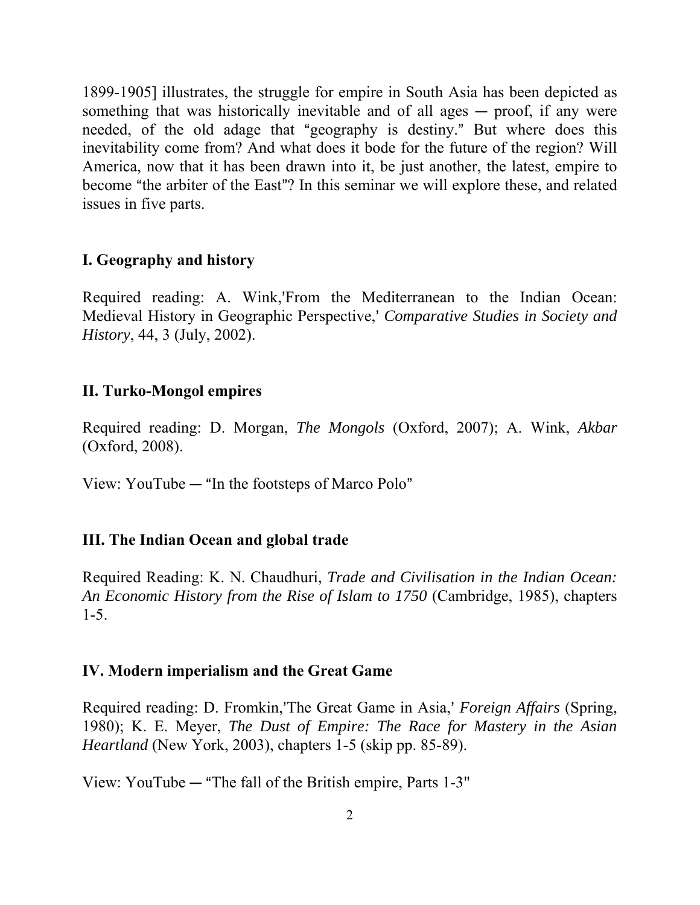1899-1905] illustrates, the struggle for empire in South Asia has been depicted as something that was historically inevitable and of all ages ― proof, if any were needed, of the old adage that "geography is destiny." But where does this inevitability come from? And what does it bode for the future of the region? Will America, now that it has been drawn into it, be just another, the latest, empire to become "the arbiter of the East"? In this seminar we will explore these, and related issues in five parts.

### I. Geography and history

Required reading: A. Wink,'From the Mediterranean to the Indian Ocean: Medieval History in Geographic Perspective,' *Comparative Studies in Society and History*, 44, 3 (July, 2002).

### II. Turko-Mongol empires

Required reading: D. Morgan, *The Mongols* (Oxford, 2007); A. Wink, *Akbar* (Oxford, 2008).

View: YouTube ― "In the footsteps of Marco Polo"

### III. The Indian Ocean and global trade

Required Reading: K. N. Chaudhuri, *Trade and Civilisation in the Indian Ocean: An Economic History from the Rise of Islam to 1750* (Cambridge, 1985), chapters 1-5.

### IV. Modern imperialism and the Great Game

Required reading: D. Fromkin,'The Great Game in Asia,' *Foreign Affairs* (Spring, 1980); K. E. Meyer, *The Dust of Empire: The Race for Mastery in the Asian Heartland* (New York, 2003), chapters 1-5 (skip pp. 85-89).

View: YouTube ― "The fall of the British empire, Parts 1-3"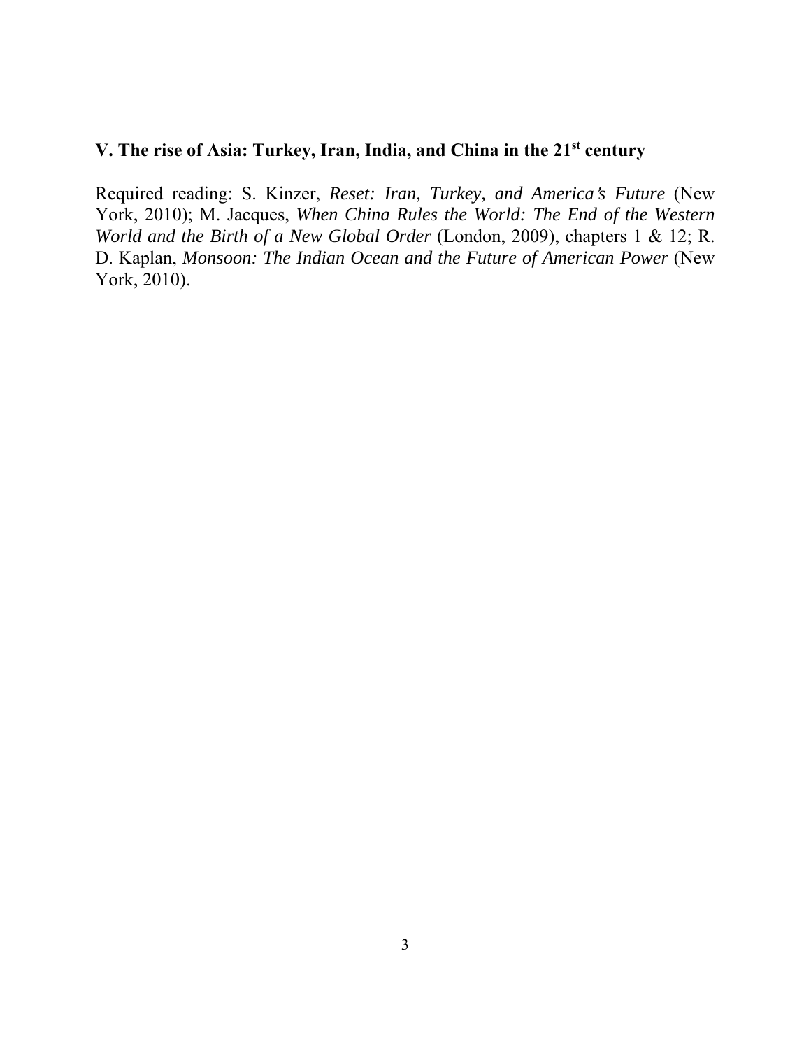## V. The rise of Asia: Turkey, Iran, India, and China in the 21st century

Required reading: S. Kinzer, *Reset: Iran, Turkey, and America's Future* (New York, 2010); M. Jacques, *When China Rules the World: The End of the Western World and the Birth of a New Global Order* (London, 2009), chapters 1 & 12; R. D. Kaplan, *Monsoon: The Indian Ocean and the Future of American Power* (New York, 2010).